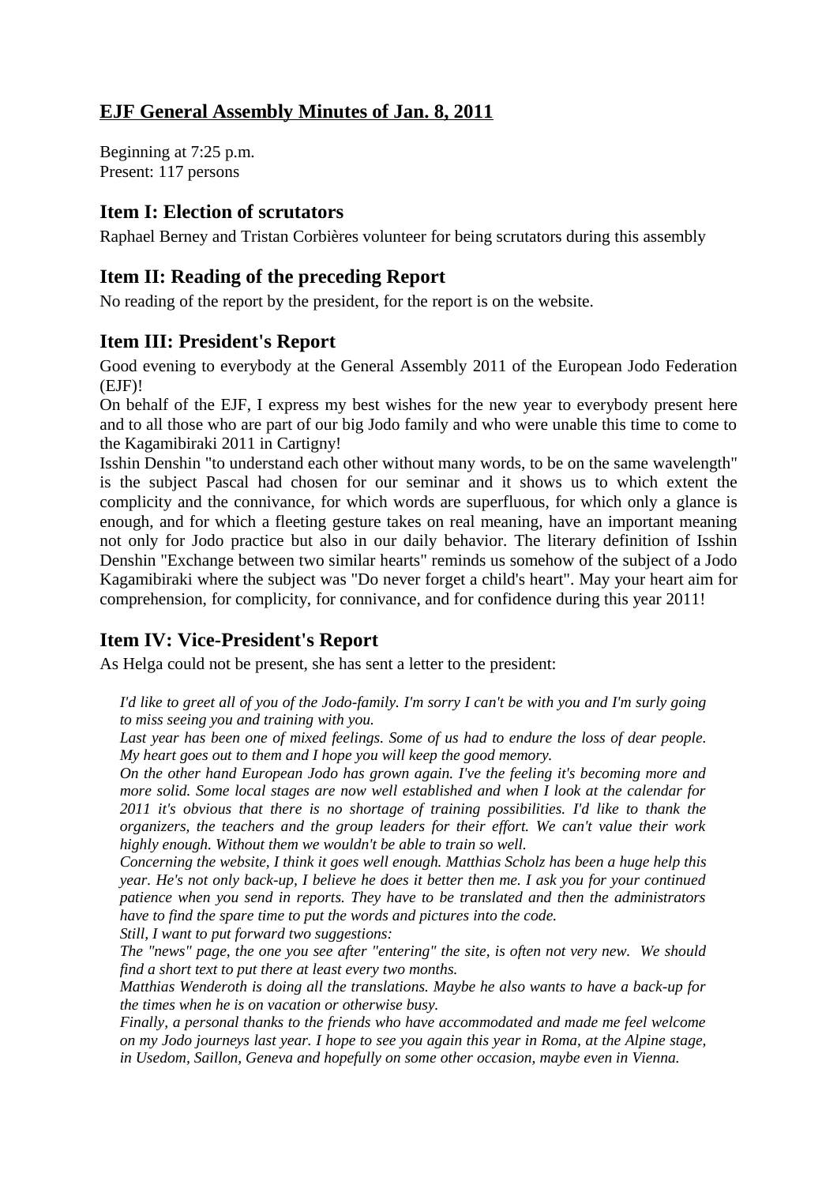# EJF General Assembly Minutes of Jan. 8, 2011

Beginning at 7:25 p.m.
Present: 117 persons

## Item I: Election of scrutators

Raphael Berney and Tristan Corbières volunteer for being scrutators during this assembly

## Item II: Reading of the preceding Report

No reading of the report by the president, for the report is on the website.

## Item III: President's Report

Good evening to everybody at the General Assembly 2011 of the European Jodo Federation (EJF)!

On behalf of the EJF, I express my best wishes for the new year to everybody present here and to all those who are part of our big Jodo family and who were unable this time to come to the Kagamibiraki 2011 in Cartigny!

Isshin Denshin "to understand each other without many words, to be on the same wavelength" is the subject Pascal had chosen for our seminar and it shows us to which extent the complicity and the connivance, for which words are superfluous, for which only a glance is enough, and for which a fleeting gesture takes on real meaning, have an important meaning not only for Jodo practice but also in our daily behavior. The literary definition of Isshin Denshin "Exchange between two similar hearts" reminds us somehow of the subject of a Jodo Kagamibiraki where the subject was "Do never forget a child's heart". May your heart aim for comprehension, for complicity, for connivance, and for confidence during this year 2011!

## Item IV: Vice-President's Report

As Helga could not be present, she has sent a letter to the president:

*I'd like to greet all of you of the Jodo-family. I'm sorry I can't be with you and I'm surly going to miss seeing you and training with you.*

*Last year has been one of mixed feelings. Some of us had to endure the loss of dear people. My heart goes out to them and I hope you will keep the good memory.*

*On the other hand European Jodo has grown again. I've the feeling it's becoming more and more solid. Some local stages are now well established and when I look at the calendar for 2011 it's obvious that there is no shortage of training possibilities. I'd like to thank the organizers, the teachers and the group leaders for their effort. We can't value their work highly enough. Without them we wouldn't be able to train so well.*

*Concerning the website, I think it goes well enough. Matthias Scholz has been a huge help this year. He's not only back-up, I believe he does it better then me. I ask you for your continued patience when you send in reports. They have to be translated and then the administrators have to find the spare time to put the words and pictures into the code.*

*Still, I want to put forward two suggestions:*

*The "news" page, the one you see after "entering" the site, is often not very new. We should find a short text to put there at least every two months.*

*Matthias Wenderoth is doing all the translations. Maybe he also wants to have a back-up for the times when he is on vacation or otherwise busy.*

*Finally, a personal thanks to the friends who have accommodated and made me feel welcome on my Jodo journeys last year. I hope to see you again this year in Roma, at the Alpine stage, in Usedom, Saillon, Geneva and hopefully on some other occasion, maybe even in Vienna.*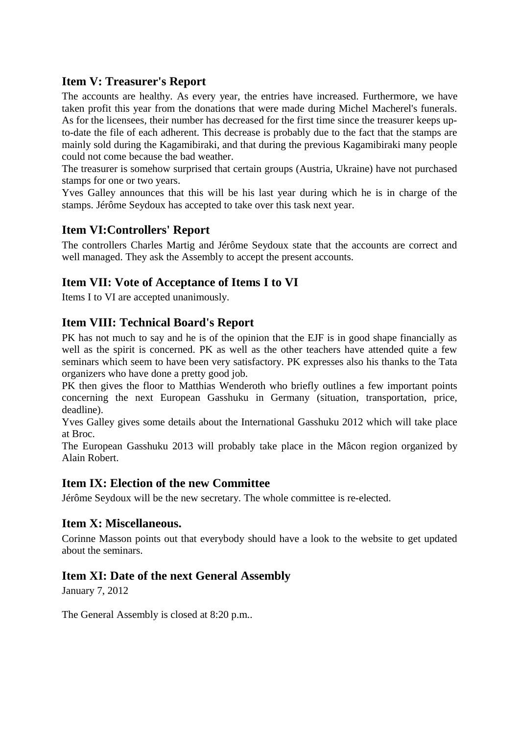## Item V: Treasurer's Report

The accounts are healthy. As every year, the entries have increased. Furthermore, we have taken profit this year from the donations that were made during Michel Macherel's funerals. As for the licensees, their number has decreased for the first time since the treasurer keeps up-to-date the file of each adherent. This decrease is probably due to the fact that the stamps are mainly sold during the Kagamibiraki, and that during the previous Kagamibiraki many people could not come because the bad weather.

The treasurer is somehow surprised that certain groups (Austria, Ukraine) have not purchased stamps for one or two years.

Yves Galley announces that this will be his last year during which he is in charge of the stamps. Jérôme Seydoux has accepted to take over this task next year.

## Item VI:Controllers' Report

The controllers Charles Martig and Jérôme Seydoux state that the accounts are correct and well managed. They ask the Assembly to accept the present accounts.

## Item VII: Vote of Acceptance of Items I to VI

Items I to VI are accepted unanimously.

## Item VIII: Technical Board's Report

PK has not much to say and he is of the opinion that the EJF is in good shape financially as well as the spirit is concerned. PK as well as the other teachers have attended quite a few seminars which seem to have been very satisfactory. PK expresses also his thanks to the Tata organizers who have done a pretty good job.

PK then gives the floor to Matthias Wenderoth who briefly outlines a few important points concerning the next European Gasshuku in Germany (situation, transportation, price, deadline).

Yves Galley gives some details about the International Gasshuku 2012 which will take place at Broc.

The European Gasshuku 2013 will probably take place in the Mâcon region organized by Alain Robert.

## Item IX: Election of the new Committee

Jérôme Seydoux will be the new secretary. The whole committee is re-elected.

## Item X: Miscellaneous.

Corinne Masson points out that everybody should have a look to the website to get updated about the seminars.

## Item XI: Date of the next General Assembly

January 7, 2012

The General Assembly is closed at 8:20 p.m..